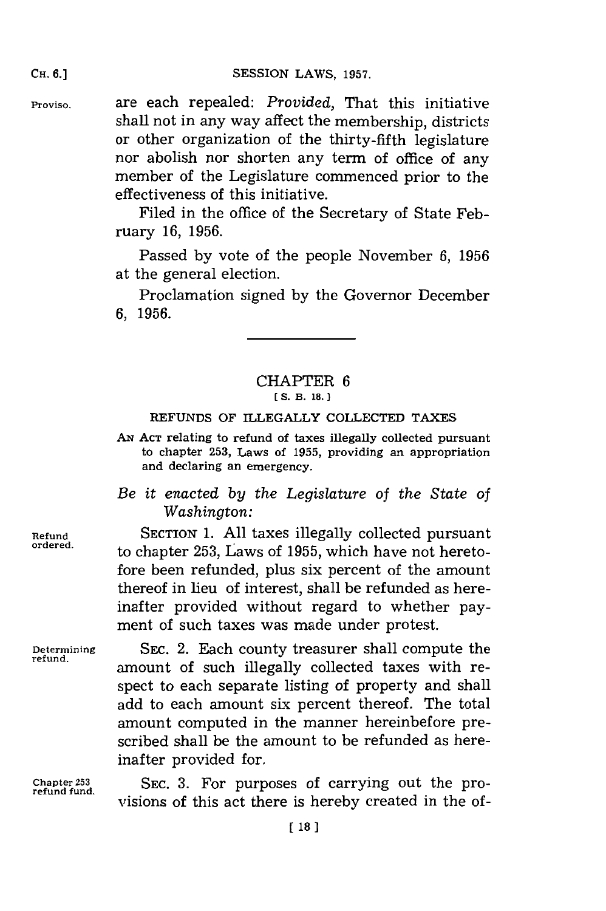are each repealed: *Provided*, That this initiative shall not in any way affect the membership, districts or other organization of the thirty-fifth legislature nor abolish nor shorten any term of office of any member of the Legislature commenced prior to the effectiveness of this initiative.

Filed in the office of the Secretary of State February 16, 1956.

Passed by vote of the people November 6, 1956 at the general election.

Proclamation signed by the Governor December 6, 1956.

---

## CHAPTER 6

[S. B. 18.]

### REFUNDS OF ILLEGALLY COLLECTED TAXES

AN ACT relating to refund of taxes illegally collected pursuant to chapter 253, Laws of 1955, providing an appropriation and declaring an emergency.

*Be it enacted by the Legislature of the State of Washington:*

Refund ordered.

SECTION 1. All taxes illegally collected pursuant to chapter 253, Laws of 1955, which have not heretofore been refunded, plus six percent of the amount thereof in lieu of interest, shall be refunded as hereinafter provided without regard to whether payment of such taxes was made under protest.

Determining refund.

SEC. 2. Each county treasurer shall compute the amount of such illegally collected taxes with respect to each separate listing of property and shall add to each amount six percent thereof. The total amount computed in the manner hereinbefore prescribed shall be the amount to be refunded as hereinafter provided for.

Chapter 253 refund fund.

SEC. 3. For purposes of carrying out the provisions of this act there is hereby created in the of-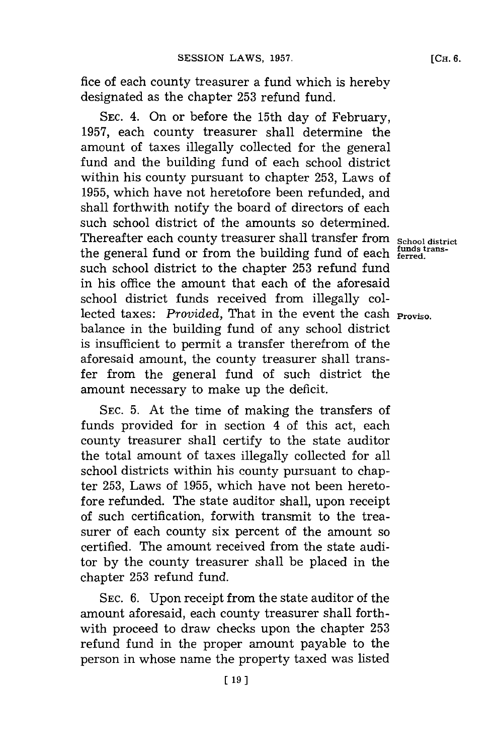fice of each county treasurer a fund which is hereby designated as the chapter 253 refund fund.

SEC. 4. On or before the 15th day of February, 1957, each county treasurer shall determine the amount of taxes illegally collected for the general fund and the building fund of each school district within his county pursuant to chapter 253, Laws of 1955, which have not heretofore been refunded, and shall forthwith notify the board of directors of each such school district of the amounts so determined. Thereafter each county treasurer shall transfer from the general fund or from the building fund of each such school district to the chapter 253 refund fund in his office the amount that each of the aforesaid school district funds received from illegally collected taxes: *Provided,* That in the event the cash balance in the building fund of any school district is insufficient to permit a transfer therefrom of the aforesaid amount, the county treasurer shall transfer from the general fund of such district the amount necessary to make up the deficit.

School district funds transferred.

Proviso.

SEC. 5. At the time of making the transfers of funds provided for in section 4 of this act, each county treasurer shall certify to the state auditor the total amount of taxes illegally collected for all school districts within his county pursuant to chapter 253, Laws of 1955, which have not been heretofore refunded. The state auditor shall, upon receipt of such certification, forwith transmit to the treasurer of each county six percent of the amount so certified. The amount received from the state auditor by the county treasurer shall be placed in the chapter 253 refund fund.

SEC. 6. Upon receipt from the state auditor of the amount aforesaid, each county treasurer shall forthwith proceed to draw checks upon the chapter 253 refund fund in the proper amount payable to the person in whose name the property taxed was listed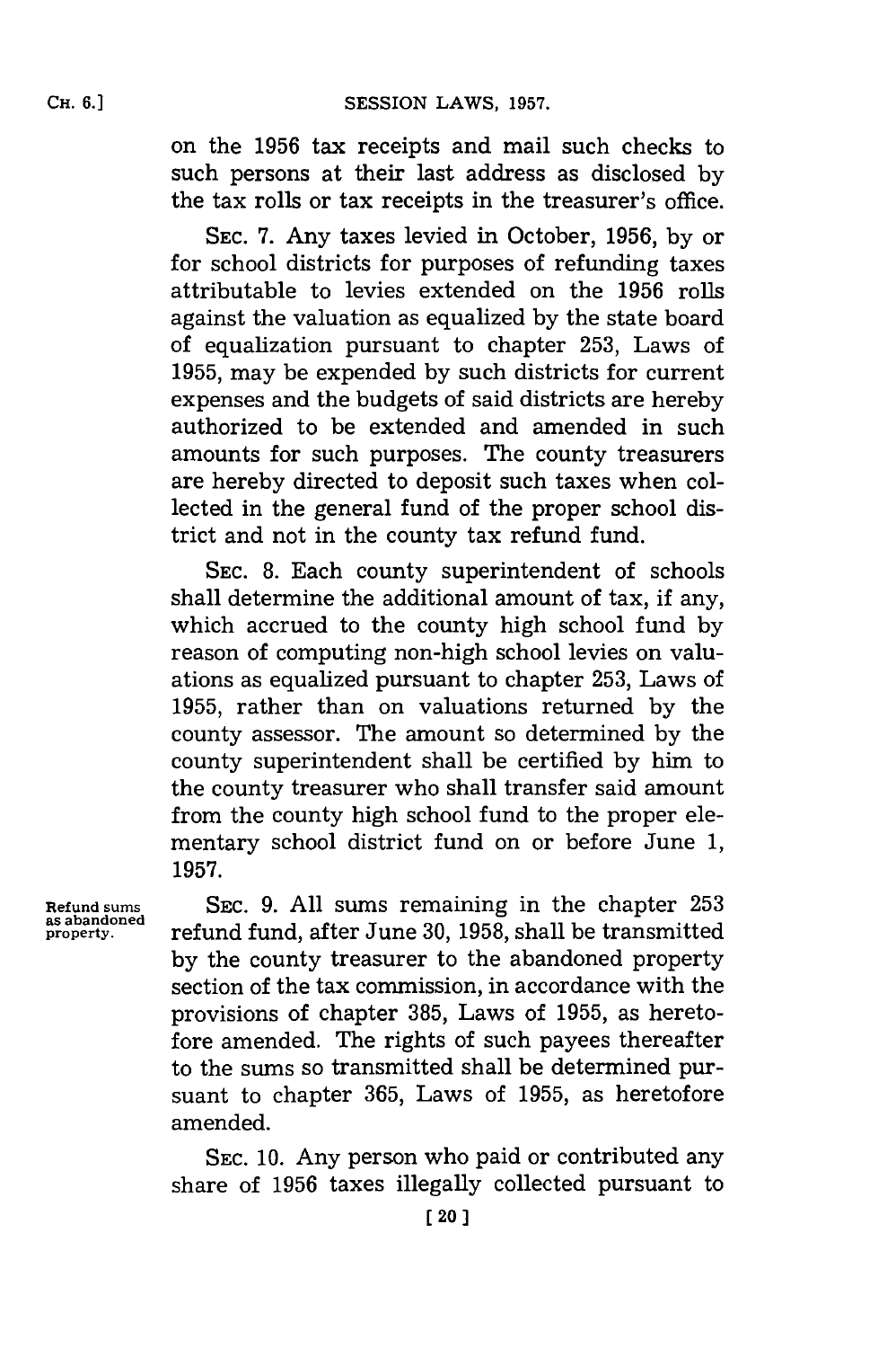on the 1956 tax receipts and mail such checks to such persons at their last address as disclosed by the tax rolls or tax receipts in the treasurer's office.

SEC. 7. Any taxes levied in October, 1956, by or for school districts for purposes of refunding taxes attributable to levies extended on the 1956 rolls against the valuation as equalized by the state board of equalization pursuant to chapter 253, Laws of 1955, may be expended by such districts for current expenses and the budgets of said districts are hereby authorized to be extended and amended in such amounts for such purposes. The county treasurers are hereby directed to deposit such taxes when collected in the general fund of the proper school district and not in the county tax refund fund.

SEC. 8. Each county superintendent of schools shall determine the additional amount of tax, if any, which accrued to the county high school fund by reason of computing non-high school levies on valuations as equalized pursuant to chapter 253, Laws of 1955, rather than on valuations returned by the county assessor. The amount so determined by the county superintendent shall be certified by him to the county treasurer who shall transfer said amount from the county high school fund to the proper elementary school district fund on or before June 1, 1957.

Refund sums as abandoned property.

SEC. 9. All sums remaining in the chapter 253 refund fund, after June 30, 1958, shall be transmitted by the county treasurer to the abandoned property section of the tax commission, in accordance with the provisions of chapter 385, Laws of 1955, as heretofore amended. The rights of such payees thereafter to the sums so transmitted shall be determined pursuant to chapter 365, Laws of 1955, as heretofore amended.

SEC. 10. Any person who paid or contributed any share of 1956 taxes illegally collected pursuant to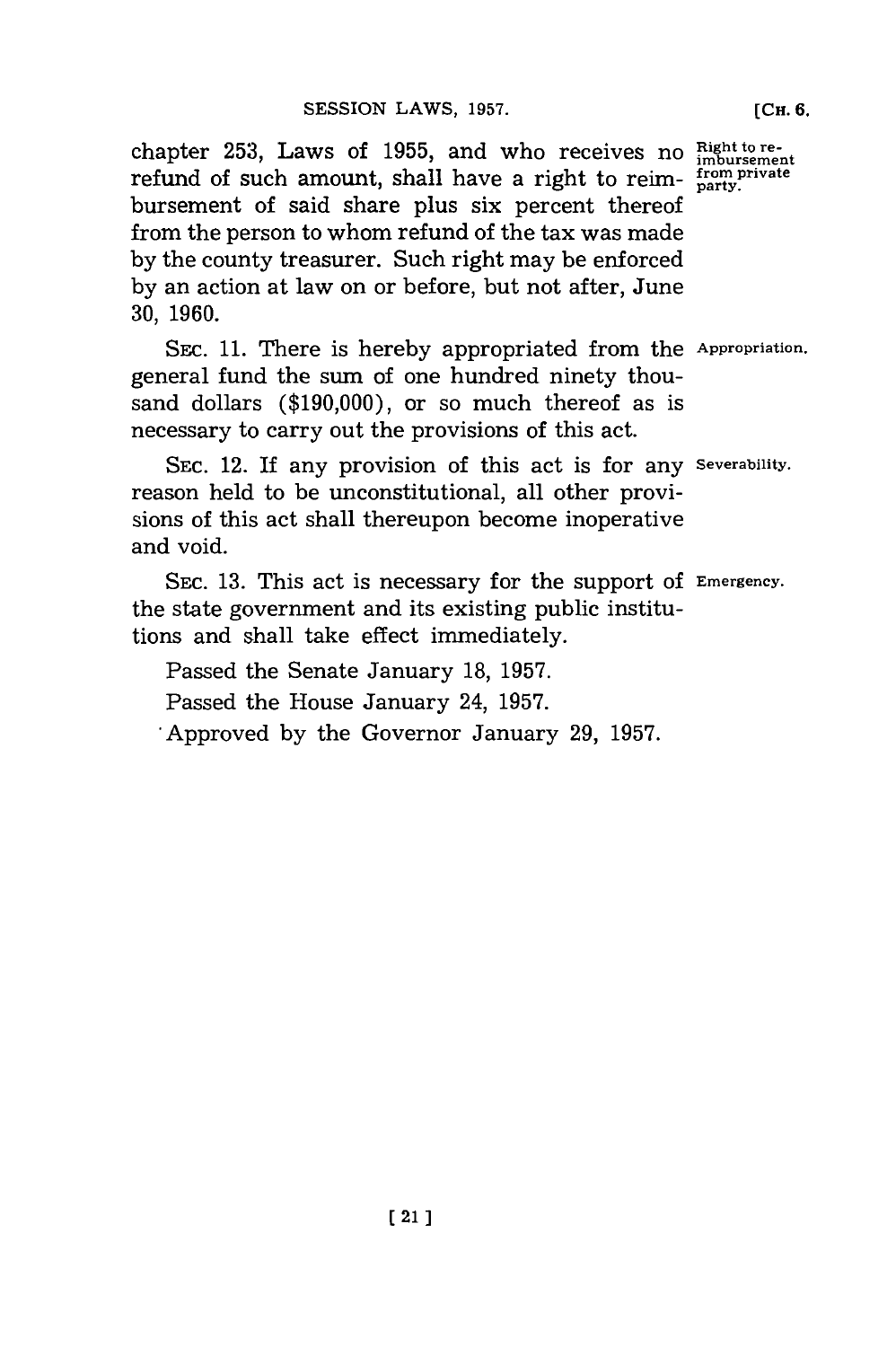chapter 253, Laws of 1955, and who receives no refund of such amount, shall have a right to reimbursement of said share plus six percent thereof from the person to whom refund of the tax was made by the county treasurer. Such right may be enforced by an action at law on or before, but not after, June 30, 1960.

Right to reimbursement from private party.

SEC. 11. There is hereby appropriated from the general fund the sum of one hundred ninety thousand dollars ($190,000), or so much thereof as is necessary to carry out the provisions of this act.

Appropriation.

SEC. 12. If any provision of this act is for any reason held to be unconstitutional, all other provisions of this act shall thereupon become inoperative and void.

Severability.

SEC. 13. This act is necessary for the support of the state government and its existing public institutions and shall take effect immediately.

Emergency.

Passed the Senate January 18, 1957.

Passed the House January 24, 1957.

Approved by the Governor January 29, 1957.